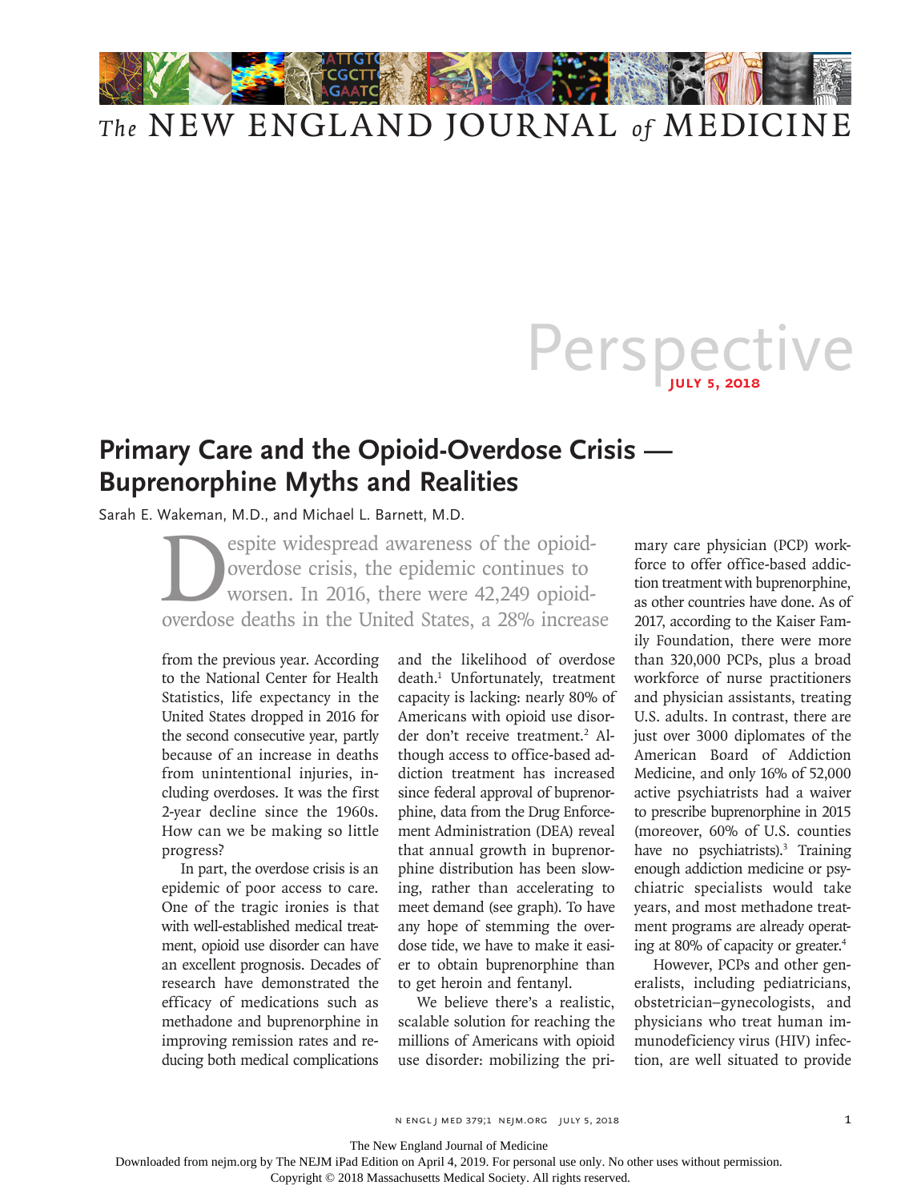# Perspective

## Primary Care and the Opioid-Overdose Crisis — Buprenorphine Myths and Realities

Sarah E. Wakeman, M.D., and Michael L. Barnett, M.D.

Despite widespread awareness of the opioid-overdose crisis, the epidemic continues to worsen. In 2016, there were 42,249 opioid-overdose deaths in the United States, a 28% increase from the previous year. According to the National Center for Health Statistics, life expectancy in the United States dropped in 2016 for the second consecutive year, partly because of an increase in deaths from unintentional injuries, including overdoses. It was the first 2-year decline since the 1960s. How can we be making so little progress?

In part, the overdose crisis is an epidemic of poor access to care. One of the tragic ironies is that with well-established medical treatment, opioid use disorder can have an excellent prognosis. Decades of research have demonstrated the efficacy of medications such as methadone and buprenorphine in improving remission rates and reducing both medical complications and the likelihood of overdose death.[1] Unfortunately, treatment capacity is lacking: nearly 80% of Americans with opioid use disorder don't receive treatment.[2] Although access to office-based addiction treatment has increased since federal approval of buprenorphine, data from the Drug Enforcement Administration (DEA) reveal that annual growth in buprenorphine distribution has been slowing, rather than accelerating to meet demand (see graph). To have any hope of stemming the overdose tide, we have to make it easier to obtain buprenorphine than to get heroin and fentanyl.

We believe there's a realistic, scalable solution for reaching the millions of Americans with opioid use disorder: mobilizing the primary care physician (PCP) workforce to offer office-based addiction treatment with buprenorphine, as other countries have done. As of 2017, according to the Kaiser Family Foundation, there were more than 320,000 PCPs, plus a broad workforce of nurse practitioners and physician assistants, treating U.S. adults. In contrast, there are just over 3000 diplomates of the American Board of Addiction Medicine, and only 16% of 52,000 active psychiatrists had a waiver to prescribe buprenorphine in 2015 (moreover, 60% of U.S. counties have no psychiatrists).[3] Training enough addiction medicine or psychiatric specialists would take years, and most methadone treatment programs are already operating at 80% of capacity or greater.[4]

However, PCPs and other generalists, including pediatricians, obstetrician–gynecologists, and physicians who treat human immunodeficiency virus (HIV) infection, are well situated to provide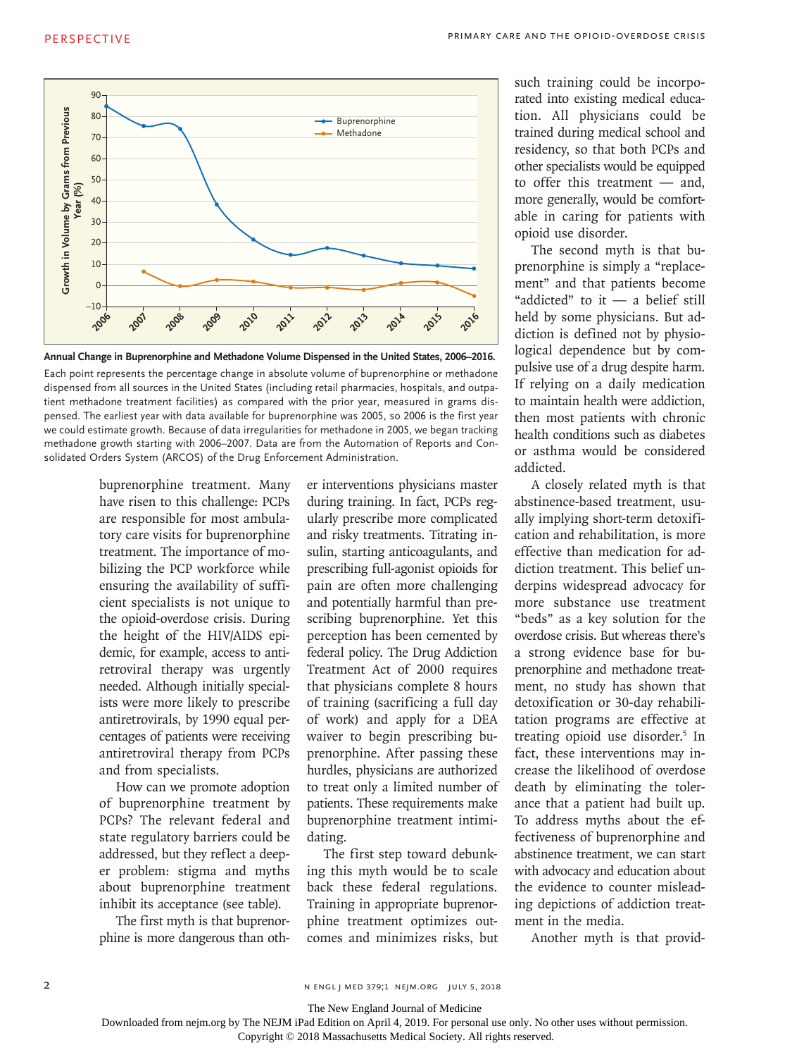90
80
70
60
50
40
30
20
10
0
−10

Growth in Volume by Grams from Previous Year (%)

2006
2007
2008
2009
2010
2011
2012
2013
2014
2015
2016

Buprenorphine
Methadone

**Annual Change in Buprenorphine and Methadone Volume Dispensed in the United States, 2006–2016.**

Each point represents the percentage change in absolute volume of buprenorphine or methadone dispensed from all sources in the United States (including retail pharmacies, hospitals, and outpatient methadone treatment facilities) as compared with the prior year, measured in grams dispensed. The earliest year with data available for buprenorphine was 2005, so 2006 is the first year we could estimate growth. Because of data irregularities for methadone in 2005, we began tracking methadone growth starting with 2006–2007. Data are from the Automation of Reports and Consolidated Orders System (ARCOS) of the Drug Enforcement Administration.

buprenorphine treatment. Many have risen to this challenge: PCPs are responsible for most ambulatory care visits for buprenorphine treatment. The importance of mobilizing the PCP workforce while ensuring the availability of sufficient specialists is not unique to the opioid-overdose crisis. During the height of the HIV/AIDS epidemic, for example, access to antiretroviral therapy was urgently needed. Although initially specialists were more likely to prescribe antiretrovirals, by 1990 equal percentages of patients were receiving antiretroviral therapy from PCPs and from specialists.

How can we promote adoption of buprenorphine treatment by PCPs? The relevant federal and state regulatory barriers could be addressed, but they reflect a deeper problem: stigma and myths about buprenorphine treatment inhibit its acceptance (see table).

The first myth is that buprenorphine is more dangerous than other interventions physicians master during training. In fact, PCPs regularly prescribe more complicated and risky treatments. Titrating insulin, starting anticoagulants, and prescribing full-agonist opioids for pain are often more challenging and potentially harmful than prescribing buprenorphine. Yet this perception has been cemented by federal policy. The Drug Addiction Treatment Act of 2000 requires that physicians complete 8 hours of training (sacrificing a full day of work) and apply for a DEA waiver to begin prescribing buprenorphine. After passing these hurdles, physicians are authorized to treat only a limited number of patients. These requirements make buprenorphine treatment intimidating.

The first step toward debunking this myth would be to scale back these federal regulations. Training in appropriate buprenorphine treatment optimizes outcomes and minimizes risks, but such training could be incorporated into existing medical education. All physicians could be trained during medical school and residency, so that both PCPs and other specialists would be equipped to offer this treatment — and, more generally, would be comfortable in caring for patients with opioid use disorder.

The second myth is that buprenorphine is simply a "replacement" and that patients become "addicted" to it — a belief still held by some physicians. But addiction is defined not by physiological dependence but by compulsive use of a drug despite harm. If relying on a daily medication to maintain health were addiction, then most patients with chronic health conditions such as diabetes or asthma would be considered addicted.

A closely related myth is that abstinence-based treatment, usually implying short-term detoxification and rehabilitation, is more effective than medication for addiction treatment. This belief underpins widespread advocacy for more substance use treatment "beds" as a key solution for the overdose crisis. But whereas there's a strong evidence base for buprenorphine and methadone treatment, no study has shown that detoxification or 30-day rehabilitation programs are effective at treating opioid use disorder.[5] In fact, these interventions may increase the likelihood of overdose death by eliminating the tolerance that a patient had built up. To address myths about the effectiveness of buprenorphine and abstinence treatment, we can start with advocacy and education about the evidence to counter misleading depictions of addiction treatment in the media.

Another myth is that provid-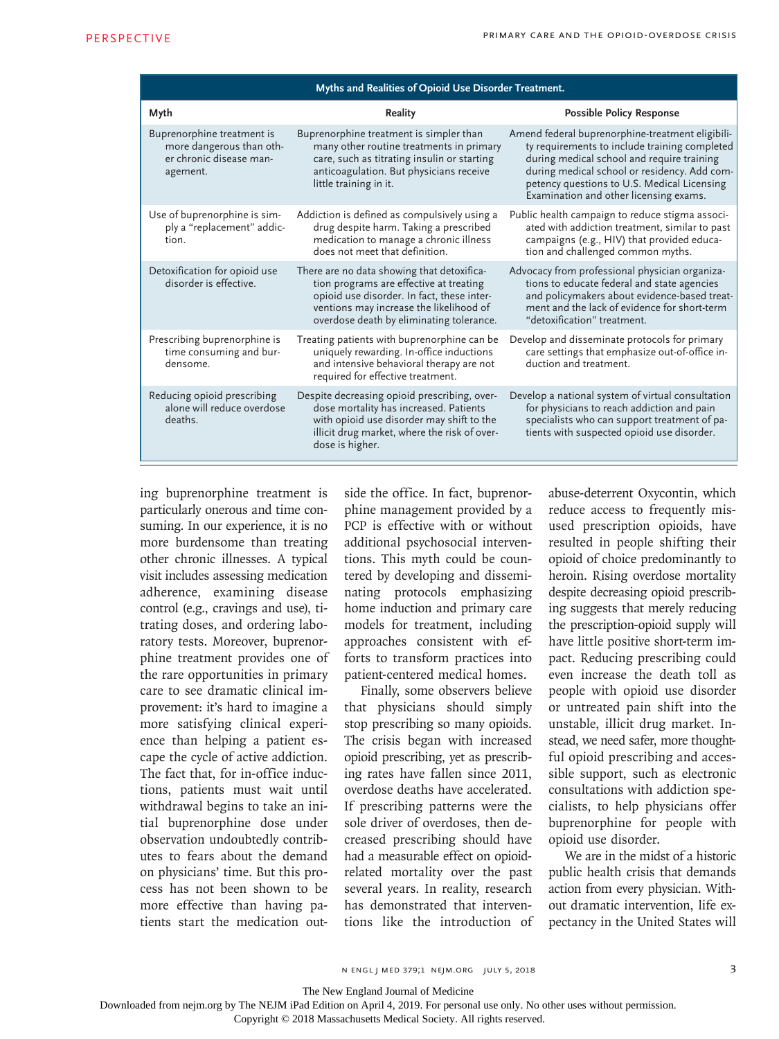**Myths and Realities of Opioid Use Disorder Treatment.**

| Myth | Reality | Possible Policy Response |
|---|---|---|
| Buprenorphine treatment is more dangerous than other chronic disease management. | Buprenorphine treatment is simpler than many other routine treatments in primary care, such as titrating insulin or starting anticoagulation. But physicians receive little training in it. | Amend federal buprenorphine-treatment eligibility requirements to include training completed during medical school and require training during medical school or residency. Add competency questions to U.S. Medical Licensing Examination and other licensing exams. |
| Use of buprenorphine is simply a "replacement" addiction. | Addiction is defined as compulsively using a drug despite harm. Taking a prescribed medication to manage a chronic illness does not meet that definition. | Public health campaign to reduce stigma associated with addiction treatment, similar to past campaigns (e.g., HIV) that provided education and challenged common myths. |
| Detoxification for opioid use disorder is effective. | There are no data showing that detoxification programs are effective at treating opioid use disorder. In fact, these interventions may increase the likelihood of overdose death by eliminating tolerance. | Advocacy from professional physician organizations to educate federal and state agencies and policymakers about evidence-based treatment and the lack of evidence for short-term "detoxification" treatment. |
| Prescribing buprenorphine is time consuming and burdensome. | Treating patients with buprenorphine can be uniquely rewarding. In-office inductions and intensive behavioral therapy are not required for effective treatment. | Develop and disseminate protocols for primary care settings that emphasize out-of-office induction and treatment. |
| Reducing opioid prescribing alone will reduce overdose deaths. | Despite decreasing opioid prescribing, overdose mortality has increased. Patients with opioid use disorder may shift to the illicit drug market, where the risk of overdose is higher. | Develop a national system of virtual consultation for physicians to reach addiction and pain specialists who can support treatment of patients with suspected opioid use disorder. |

ing buprenorphine treatment is particularly onerous and time consuming. In our experience, it is no more burdensome than treating other chronic illnesses. A typical visit includes assessing medication adherence, examining disease control (e.g., cravings and use), titrating doses, and ordering laboratory tests. Moreover, buprenorphine treatment provides one of the rare opportunities in primary care to see dramatic clinical improvement: it's hard to imagine a more satisfying clinical experience than helping a patient escape the cycle of active addiction. The fact that, for in-office inductions, patients must wait until withdrawal begins to take an initial buprenorphine dose under observation undoubtedly contributes to fears about the demand on physicians' time. But this process has not been shown to be more effective than having patients start the medication outside the office. In fact, buprenorphine management provided by a PCP is effective with or without additional psychosocial interventions. This myth could be countered by developing and disseminating protocols emphasizing home induction and primary care models for treatment, including approaches consistent with efforts to transform practices into patient-centered medical homes.

Finally, some observers believe that physicians should simply stop prescribing so many opioids. The crisis began with increased opioid prescribing, yet as prescribing rates have fallen since 2011, overdose deaths have accelerated. If prescribing patterns were the sole driver of overdoses, then decreased prescribing should have had a measurable effect on opioid-related mortality over the past several years. In reality, research has demonstrated that interventions like the introduction of abuse-deterrent Oxycontin, which reduce access to frequently misused prescription opioids, have resulted in people shifting their opioid of choice predominantly to heroin. Rising overdose mortality despite decreasing opioid prescribing suggests that merely reducing the prescription-opioid supply will have little positive short-term impact. Reducing prescribing could even increase the death toll as people with opioid use disorder or untreated pain shift into the unstable, illicit drug market. Instead, we need safer, more thoughtful opioid prescribing and accessible support, such as electronic consultations with addiction specialists, to help physicians offer buprenorphine for people with opioid use disorder.

We are in the midst of a historic public health crisis that demands action from every physician. Without dramatic intervention, life expectancy in the United States will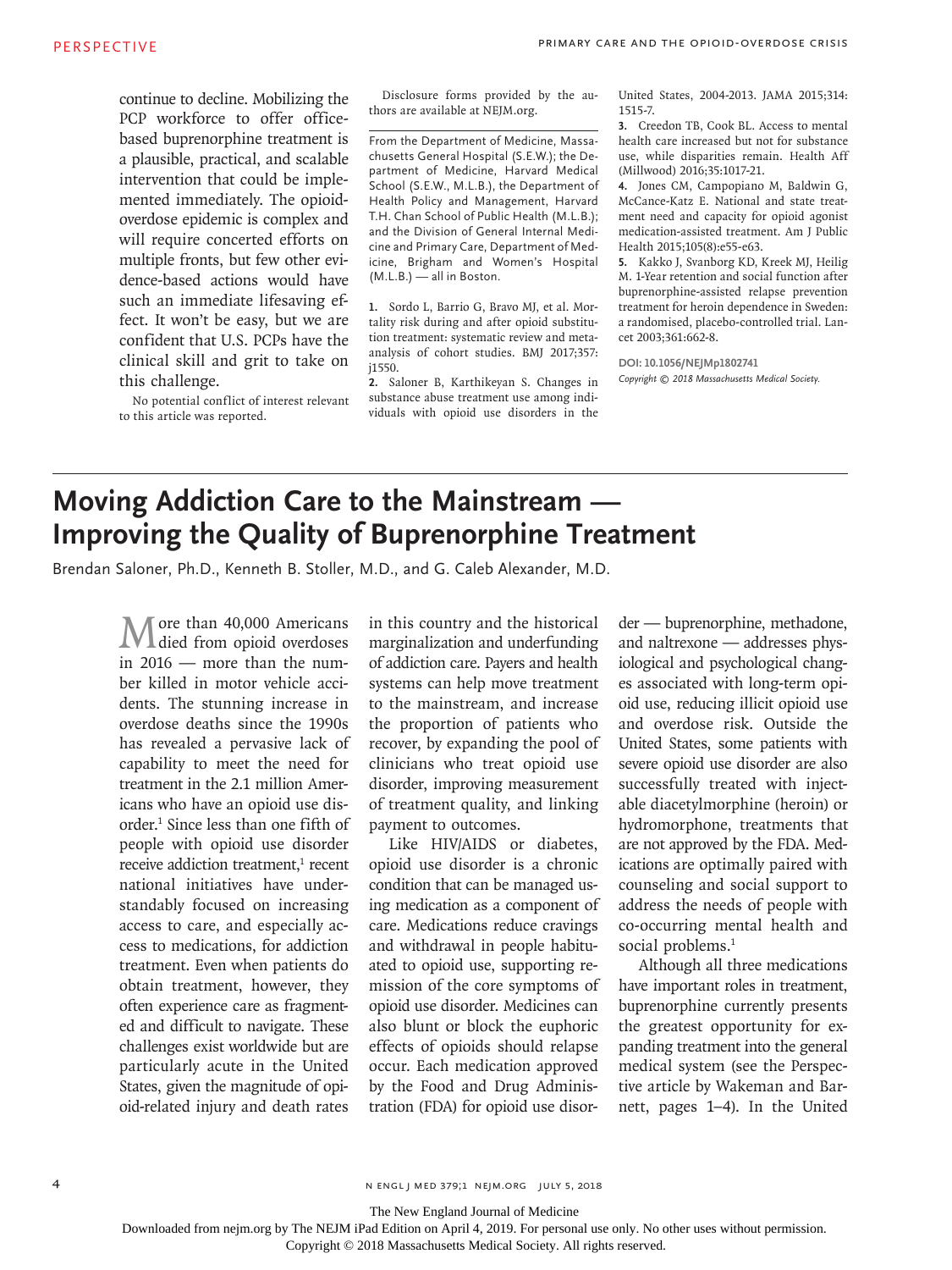continue to decline. Mobilizing the PCP workforce to offer office-based buprenorphine treatment is a plausible, practical, and scalable intervention that could be implemented immediately. The opioid-overdose epidemic is complex and will require concerted efforts on multiple fronts, but few other evidence-based actions would have such an immediate lifesaving effect. It won't be easy, but we are confident that U.S. PCPs have the clinical skill and grit to take on this challenge.

No potential conflict of interest relevant to this article was reported.

Disclosure forms provided by the authors are available at NEJM.org.

From the Department of Medicine, Massachusetts General Hospital (S.E.W.); the Department of Medicine, Harvard Medical School (S.E.W., M.L.B.), the Department of Health Policy and Management, Harvard T.H. Chan School of Public Health (M.L.B.); and the Division of General Internal Medicine and Primary Care, Department of Medicine, Brigham and Women's Hospital (M.L.B.) — all in Boston.

1. Sordo L, Barrio G, Bravo MJ, et al. Mortality risk during and after opioid substitution treatment: systematic review and meta-analysis of cohort studies. BMJ 2017;357:j1550.
2. Saloner B, Karthikeyan S. Changes in substance abuse treatment use among individuals with opioid use disorders in the United States, 2004-2013. JAMA 2015;314:1515-7.
3. Creedon TB, Cook BL. Access to mental health care increased but not for substance use, while disparities remain. Health Aff (Millwood) 2016;35:1017-21.
4. Jones CM, Campopiano M, Baldwin G, McCance-Katz E. National and state treatment need and capacity for opioid agonist medication-assisted treatment. Am J Public Health 2015;105(8):e55-e63.
5. Kakko J, Svanborg KD, Kreek MJ, Heilig M. 1-Year retention and social function after buprenorphine-assisted relapse prevention treatment for heroin dependence in Sweden: a randomised, placebo-controlled trial. Lancet 2003;361:662-8.

DOI: 10.1056/NEJMp1802741
*Copyright © 2018 Massachusetts Medical Society.*

# Moving Addiction Care to the Mainstream — Improving the Quality of Buprenorphine Treatment

Brendan Saloner, Ph.D., Kenneth B. Stoller, M.D., and G. Caleb Alexander, M.D.

More than 40,000 Americans died from opioid overdoses in 2016 — more than the number killed in motor vehicle accidents. The stunning increase in overdose deaths since the 1990s has revealed a pervasive lack of capability to meet the need for treatment in the 2.1 million Americans who have an opioid use disorder.[1] Since less than one fifth of people with opioid use disorder receive addiction treatment,[1] recent national initiatives have understandably focused on increasing access to care, and especially access to medications, for addiction treatment. Even when patients do obtain treatment, however, they often experience care as fragmented and difficult to navigate. These challenges exist worldwide but are particularly acute in the United States, given the magnitude of opioid-related injury and death rates in this country and the historical marginalization and underfunding of addiction care. Payers and health systems can help move treatment to the mainstream, and increase the proportion of patients who recover, by expanding the pool of clinicians who treat opioid use disorder, improving measurement of treatment quality, and linking payment to outcomes.

Like HIV/AIDS or diabetes, opioid use disorder is a chronic condition that can be managed using medication as a component of care. Medications reduce cravings and withdrawal in people habituated to opioid use, supporting remission of the core symptoms of opioid use disorder. Medicines can also blunt or block the euphoric effects of opioids should relapse occur. Each medication approved by the Food and Drug Administration (FDA) for opioid use disorder — buprenorphine, methadone, and naltrexone — addresses physiological and psychological changes associated with long-term opioid use, reducing illicit opioid use and overdose risk. Outside the United States, some patients with severe opioid use disorder are also successfully treated with injectable diacetylmorphine (heroin) or hydromorphone, treatments that are not approved by the FDA. Medications are optimally paired with counseling and social support to address the needs of people with co-occurring mental health and social problems.[1]

Although all three medications have important roles in treatment, buprenorphine currently presents the greatest opportunity for expanding treatment into the general medical system (see the Perspective article by Wakeman and Barnett, pages 1–4). In the United